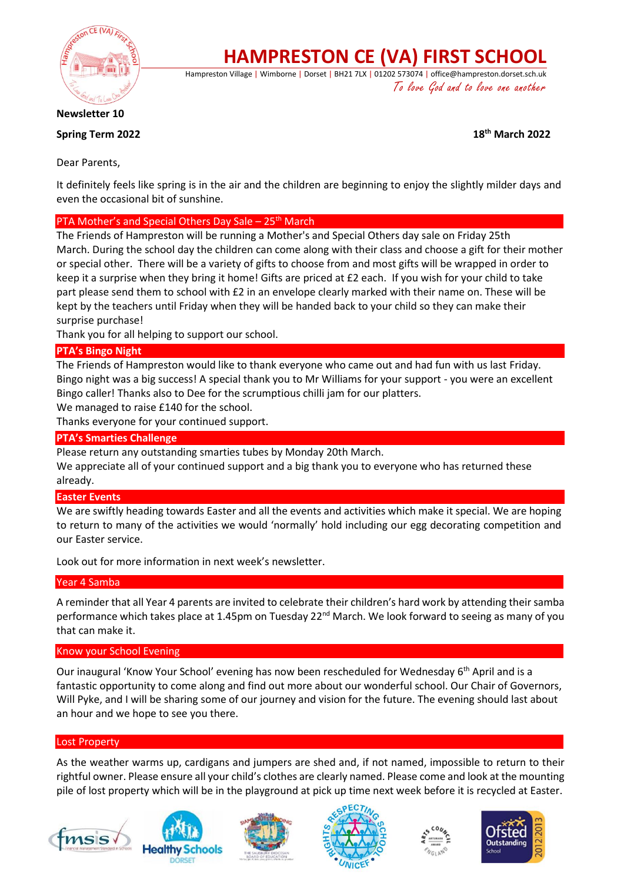# HAMPRESTON CE (VA) FIRST SCHOOL

Hampreston Village | Wimborne | Dorset | BH21 7LX | 01202 573074 | office@hampreston.dorset.sch.uk

*To love God and to love one another*

**Newsletter 10**

**Spring Term 2022** **18th March 2022**

Dear Parents,

It definitely feels like spring is in the air and the children are beginning to enjoy the slightly milder days and even the occasional bit of sunshine.

## PTA Mother's and Special Others Day Sale – 25th March

The Friends of Hampreston will be running a Mother's and Special Others day sale on Friday 25th March. During the school day the children can come along with their class and choose a gift for their mother or special other. There will be a variety of gifts to choose from and most gifts will be wrapped in order to keep it a surprise when they bring it home! Gifts are priced at £2 each. If you wish for your child to take part please send them to school with £2 in an envelope clearly marked with their name on. These will be kept by the teachers until Friday when they will be handed back to your child so they can make their surprise purchase!

Thank you for all helping to support our school.

## PTA's Bingo Night

The Friends of Hampreston would like to thank everyone who came out and had fun with us last Friday. Bingo night was a big success! A special thank you to Mr Williams for your support - you were an excellent Bingo caller! Thanks also to Dee for the scrumptious chilli jam for our platters.

We managed to raise £140 for the school.

Thanks everyone for your continued support.

## PTA's Smarties Challenge

Please return any outstanding smarties tubes by Monday 20th March.

We appreciate all of your continued support and a big thank you to everyone who has returned these already.

## Easter Events

We are swiftly heading towards Easter and all the events and activities which make it special. We are hoping to return to many of the activities we would 'normally' hold including our egg decorating competition and our Easter service.

Look out for more information in next week's newsletter.

## Year 4 Samba

A reminder that all Year 4 parents are invited to celebrate their children's hard work by attending their samba performance which takes place at 1.45pm on Tuesday 22nd March. We look forward to seeing as many of you that can make it.

## Know your School Evening

Our inaugural 'Know Your School' evening has now been rescheduled for Wednesday 6th April and is a fantastic opportunity to come along and find out more about our wonderful school. Our Chair of Governors, Will Pyke, and I will be sharing some of our journey and vision for the future. The evening should last about an hour and we hope to see you there.

## Lost Property

As the weather warms up, cardigans and jumpers are shed and, if not named, impossible to return to their rightful owner. Please ensure all your child's clothes are clearly named. Please come and look at the mounting pile of lost property which will be in the playground at pick up time next week before it is recycled at Easter.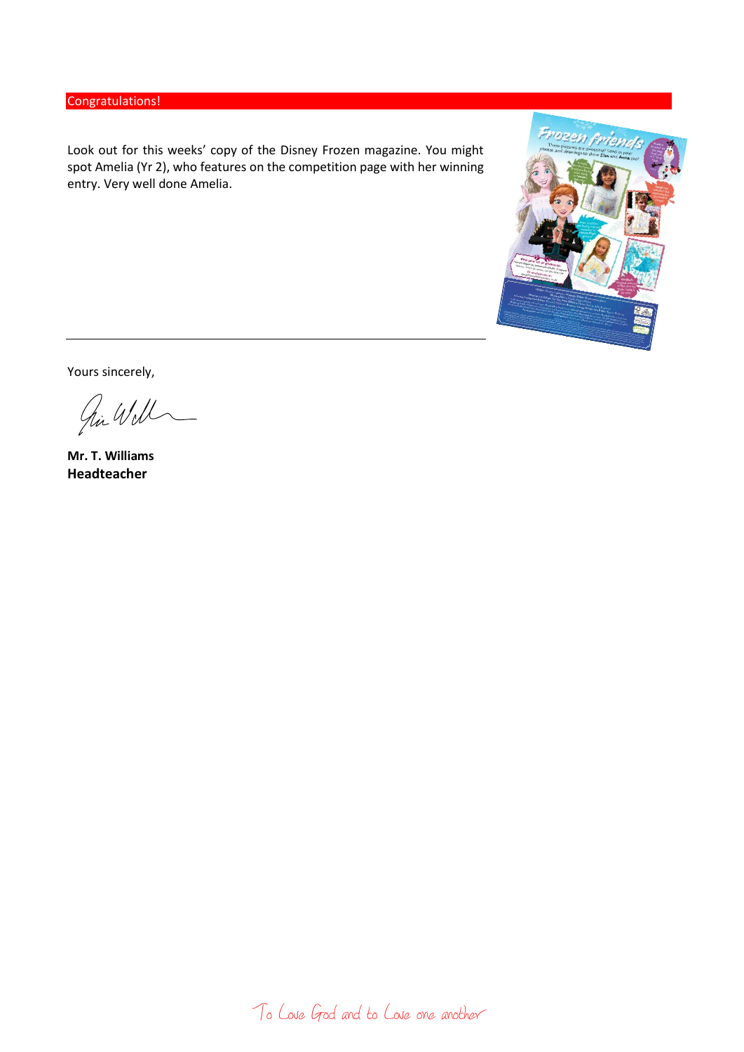## Congratulations!

Look out for this weeks' copy of the Disney Frozen magazine. You might spot Amelia (Yr 2), who features on the competition page with her winning entry. Very well done Amelia.

---

Yours sincerely,

**Mr. T. Williams**
**Headteacher**

To Love God and to Love one another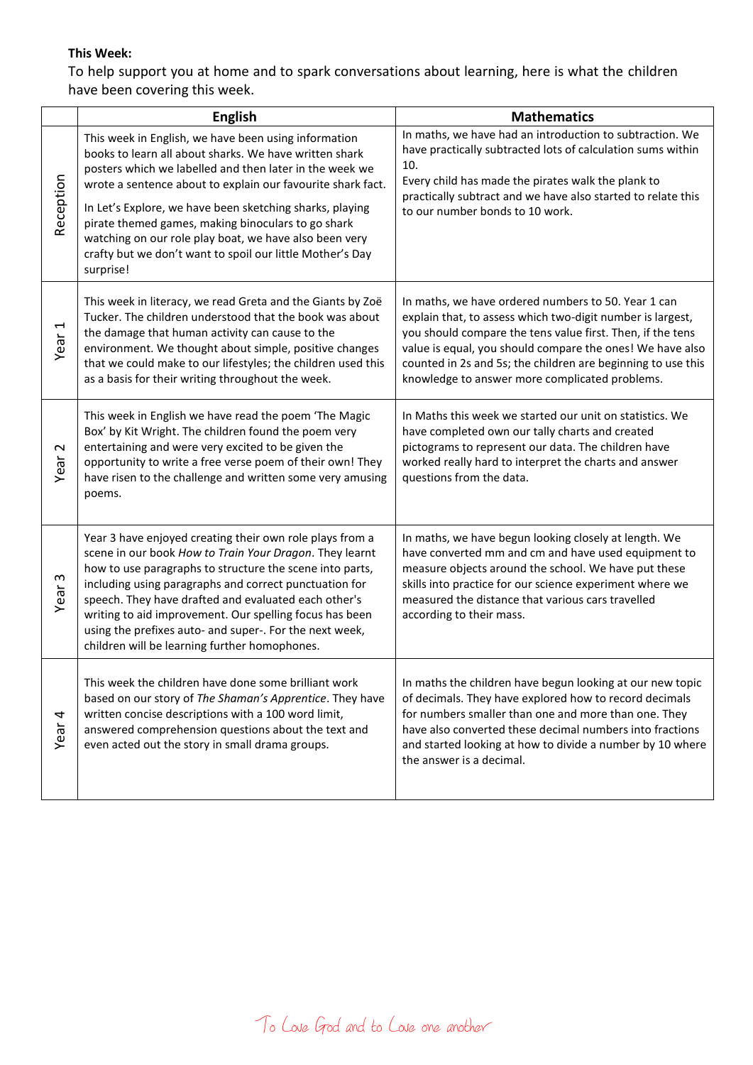**This Week:**

To help support you at home and to spark conversations about learning, here is what the children have been covering this week.

| | English | Mathematics |
|---|---|---|
| Reception | This week in English, we have been using information books to learn all about sharks. We have written shark posters which we labelled and then later in the week we wrote a sentence about to explain our favourite shark fact.<br><br>In Let's Explore, we have been sketching sharks, playing pirate themed games, making binoculars to go shark watching on our role play boat, we have also been very crafty but we don't want to spoil our little Mother's Day surprise! | In maths, we have had an introduction to subtraction. We have practically subtracted lots of calculation sums within 10.<br><br>Every child has made the pirates walk the plank to practically subtract and we have also started to relate this to our number bonds to 10 work. |
| Year 1 | This week in literacy, we read Greta and the Giants by Zoë Tucker. The children understood that the book was about the damage that human activity can cause to the environment. We thought about simple, positive changes that we could make to our lifestyles; the children used this as a basis for their writing throughout the week. | In maths, we have ordered numbers to 50. Year 1 can explain that, to assess which two-digit number is largest, you should compare the tens value first. Then, if the tens value is equal, you should compare the ones! We have also counted in 2s and 5s; the children are beginning to use this knowledge to answer more complicated problems. |
| Year 2 | This week in English we have read the poem 'The Magic Box' by Kit Wright. The children found the poem very entertaining and were very excited to be given the opportunity to write a free verse poem of their own! They have risen to the challenge and written some very amusing poems. | In Maths this week we started our unit on statistics. We have completed own our tally charts and created pictograms to represent our data. The children have worked really hard to interpret the charts and answer questions from the data. |
| Year 3 | Year 3 have enjoyed creating their own role plays from a scene in our book *How to Train Your Dragon*. They learnt how to use paragraphs to structure the scene into parts, including using paragraphs and correct punctuation for speech. They have drafted and evaluated each other's writing to aid improvement. Our spelling focus has been using the prefixes auto- and super-. For the next week, children will be learning further homophones. | In maths, we have begun looking closely at length. We have converted mm and cm and have used equipment to measure objects around the school. We have put these skills into practice for our science experiment where we measured the distance that various cars travelled according to their mass. |
| Year 4 | This week the children have done some brilliant work based on our story of *The Shaman's Apprentice*. They have written concise descriptions with a 100 word limit, answered comprehension questions about the text and even acted out the story in small drama groups. | In maths the children have begun looking at our new topic of decimals. They have explored how to record decimals for numbers smaller than one and more than one. They have also converted these decimal numbers into fractions and started looking at how to divide a number by 10 where the answer is a decimal. |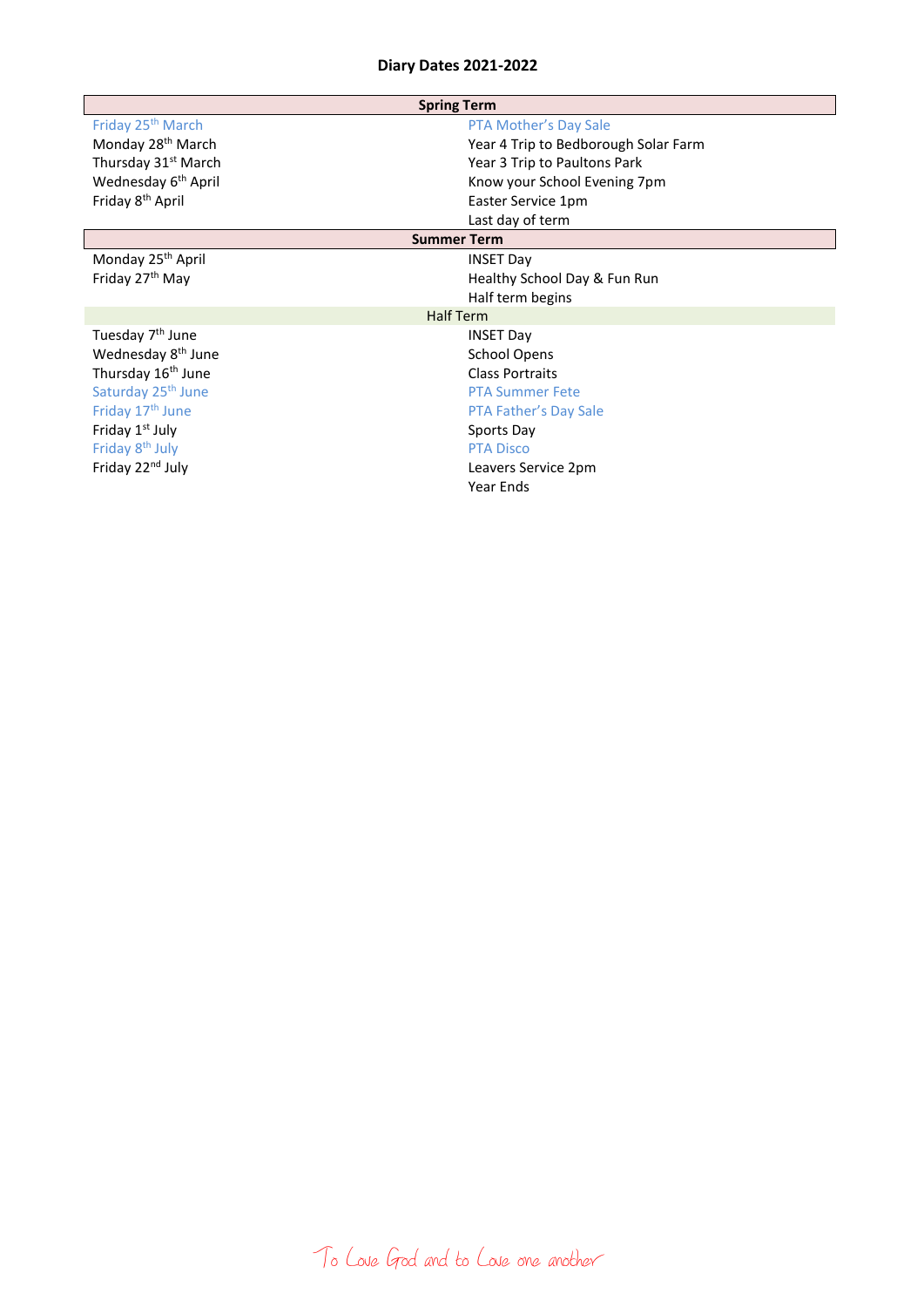**Diary Dates 2021-2022**

| | |
|---|---|
| **Spring Term** | |
| Friday 25th March | PTA Mother's Day Sale |
| Monday 28th March | Year 4 Trip to Bedborough Solar Farm |
| Thursday 31st March | Year 3 Trip to Paultons Park |
| Wednesday 6th April | Know your School Evening 7pm |
| Friday 8th April | Easter Service 1pm |
| | Last day of term |
| **Summer Term** | |
| Monday 25th April | INSET Day |
| Friday 27th May | Healthy School Day & Fun Run |
| | Half term begins |
| Half Term | |
| Tuesday 7th June | INSET Day |
| Wednesday 8th June | School Opens |
| Thursday 16th June | Class Portraits |
| Saturday 25th June | PTA Summer Fete |
| Friday 17th June | PTA Father's Day Sale |
| Friday 1st July | Sports Day |
| Friday 8th July | PTA Disco |
| Friday 22nd July | Leavers Service 2pm |
| | Year Ends |

To Love God and to Love one another